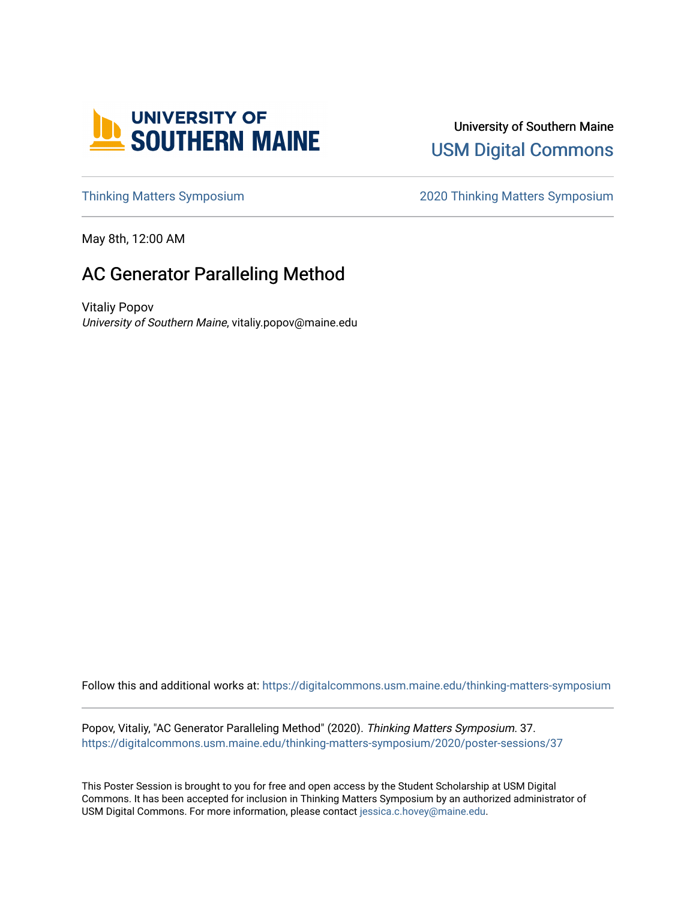University of Southern Maine

USM Digital Commons

Thinking Matters Symposium

2020 Thinking Matters Symposium

May 8th, 12:00 AM

# AC Generator Paralleling Method

Vitaliy Popov

*University of Southern Maine*, vitaliy.popov@maine.edu

Follow this and additional works at: https://digitalcommons.usm.maine.edu/thinking-matters-symposium

Popov, Vitaliy, "AC Generator Paralleling Method" (2020). *Thinking Matters Symposium*. 37.
https://digitalcommons.usm.maine.edu/thinking-matters-symposium/2020/poster-sessions/37

This Poster Session is brought to you for free and open access by the Student Scholarship at USM Digital Commons. It has been accepted for inclusion in Thinking Matters Symposium by an authorized administrator of USM Digital Commons. For more information, please contact jessica.c.hovey@maine.edu.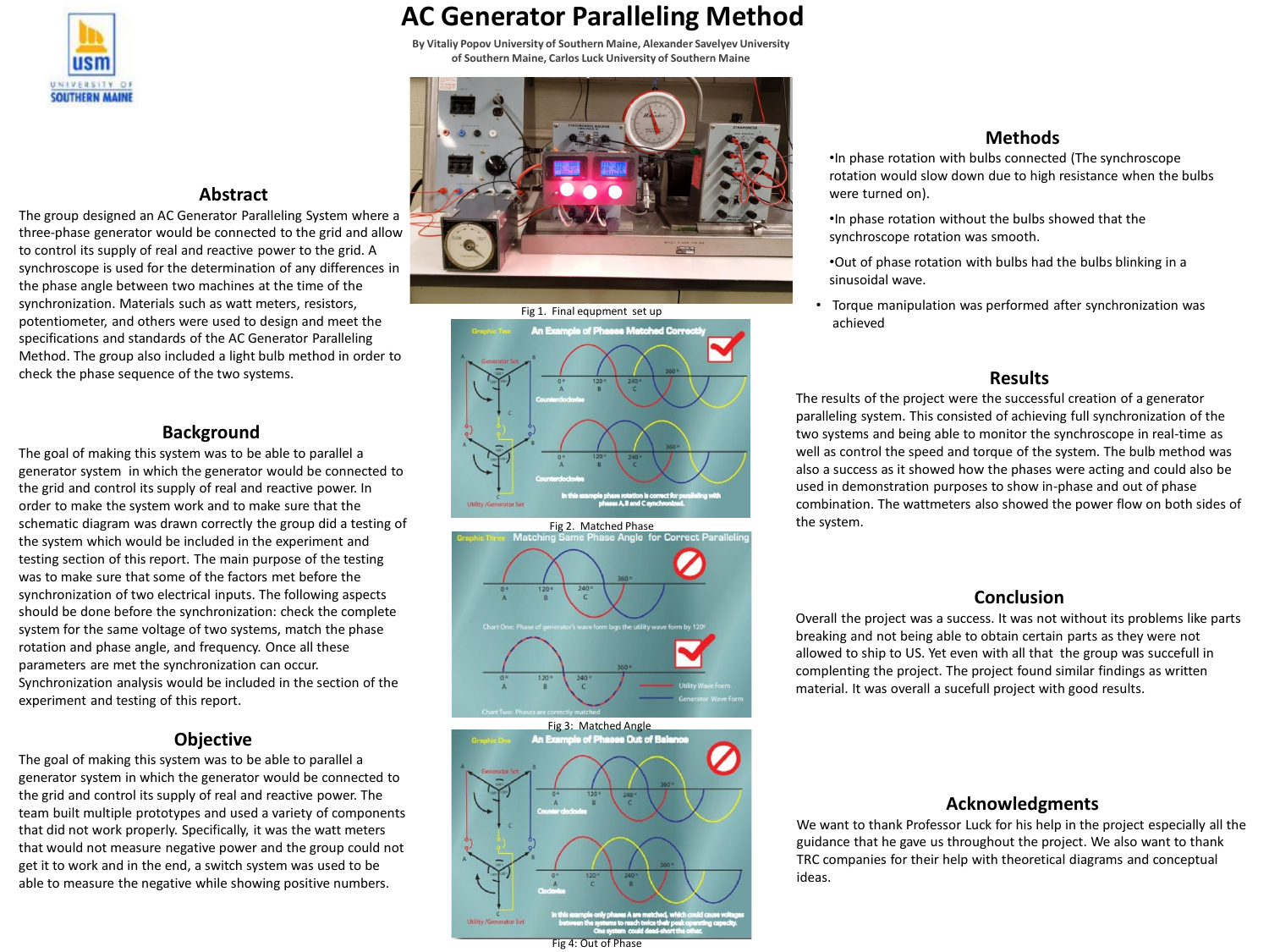# AC Generator Paralleling Method

By Vitaliy Popov University of Southern Maine, Alexander Savelyev University of Southern Maine, Carlos Luck University of Southern Maine

## Abstract

The group designed an AC Generator Paralleling System where a three-phase generator would be connected to the grid and allow to control its supply of real and reactive power to the grid. A synchroscope is used for the determination of any differences in the phase angle between two machines at the time of the synchronization. Materials such as watt meters, resistors, potentiometer, and others were used to design and meet the specifications and standards of the AC Generator Paralleling Method. The group also included a light bulb method in order to check the phase sequence of the two systems.

## Background

The goal of making this system was to be able to parallel a generator system in which the generator would be connected to the grid and control its supply of real and reactive power. In order to make the system work and to make sure that the schematic diagram was drawn correctly the group did a testing of the system which would be included in the experiment and testing section of this report. The main purpose of the testing was to make sure that some of the factors met before the synchronization of two electrical inputs. The following aspects should be done before the synchronization: check the complete system for the same voltage of two systems, match the phase rotation and phase angle, and frequency. Once all these parameters are met the synchronization can occur. Synchronization analysis would be included in the section of the experiment and testing of this report.

## Objective

The goal of making this system was to be able to parallel a generator system in which the generator would be connected to the grid and control its supply of real and reactive power. The team built multiple prototypes and used a variety of components that did not work properly. Specifically, it was the watt meters that would not measure negative power and the group could not get it to work and in the end, a switch system was used to be able to measure the negative while showing positive numbers.

Fig 1. Final equpment set up

Fig 2. Matched Phase

Fig 3: Matched Angle

Fig 4: Out of Phase

## Methods

- In phase rotation with bulbs connected (The synchroscope rotation would slow down due to high resistance when the bulbs were turned on).
- In phase rotation without the bulbs showed that the synchroscope rotation was smooth.
- Out of phase rotation with bulbs had the bulbs blinking in a sinusoidal wave.
- Torque manipulation was performed after synchronization was achieved

## Results

The results of the project were the successful creation of a generator paralleling system. This consisted of achieving full synchronization of the two systems and being able to monitor the synchroscope in real-time as well as control the speed and torque of the system. The bulb method was also a success as it showed how the phases were acting and could also be used in demonstration purposes to show in-phase and out of phase combination. The wattmeters also showed the power flow on both sides of the system.

## Conclusion

Overall the project was a success. It was not without its problems like parts breaking and not being able to obtain certain parts as they were not allowed to ship to US. Yet even with all that the group was succefull in complenting the project. The project found similar findings as written material. It was overall a sucefull project with good results.

## Acknowledgments

We want to thank Professor Luck for his help in the project especially all the guidance that he gave us throughout the project. We also want to thank TRC companies for their help with theoretical diagrams and conceptual ideas.